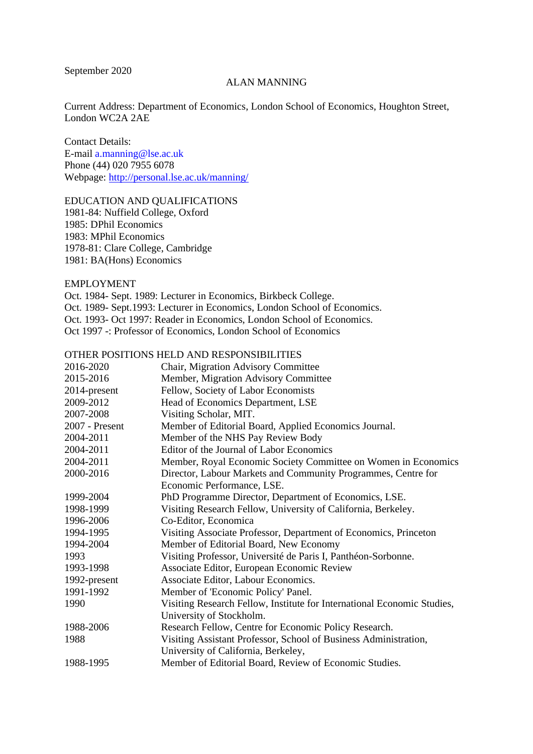September 2020

# ALAN MANNING

Current Address: Department of Economics, London School of Economics, Houghton Street, London WC2A 2AE

Contact Details:
E-mail a.manning@lse.ac.uk
Phone (44) 020 7955 6078
Webpage: http://personal.lse.ac.uk/manning/

## EDUCATION AND QUALIFICATIONS

1981-84: Nuffield College, Oxford
1985: DPhil Economics
1983: MPhil Economics
1978-81: Clare College, Cambridge
1981: BA(Hons) Economics

## EMPLOYMENT

Oct. 1984- Sept. 1989: Lecturer in Economics, Birkbeck College.
Oct. 1989- Sept.1993: Lecturer in Economics, London School of Economics.
Oct. 1993- Oct 1997: Reader in Economics, London School of Economics.
Oct 1997 -: Professor of Economics, London School of Economics

## OTHER POSITIONS HELD AND RESPONSIBILITIES

| | |
|---|---|
| 2016-2020 | Chair, Migration Advisory Committee |
| 2015-2016 | Member, Migration Advisory Committee |
| 2014-present | Fellow, Society of Labor Economists |
| 2009-2012 | Head of Economics Department, LSE |
| 2007-2008 | Visiting Scholar, MIT. |
| 2007 - Present | Member of Editorial Board, Applied Economics Journal. |
| 2004-2011 | Member of the NHS Pay Review Body |
| 2004-2011 | Editor of the Journal of Labor Economics |
| 2004-2011 | Member, Royal Economic Society Committee on Women in Economics |
| 2000-2016 | Director, Labour Markets and Community Programmes, Centre for Economic Performance, LSE. |
| 1999-2004 | PhD Programme Director, Department of Economics, LSE. |
| 1998-1999 | Visiting Research Fellow, University of California, Berkeley. |
| 1996-2006 | Co-Editor, Economica |
| 1994-1995 | Visiting Associate Professor, Department of Economics, Princeton |
| 1994-2004 | Member of Editorial Board, New Economy |
| 1993 | Visiting Professor, Université de Paris I, Panthéon-Sorbonne. |
| 1993-1998 | Associate Editor, European Economic Review |
| 1992-present | Associate Editor, Labour Economics. |
| 1991-1992 | Member of 'Economic Policy' Panel. |
| 1990 | Visiting Research Fellow, Institute for International Economic Studies, University of Stockholm. |
| 1988-2006 | Research Fellow, Centre for Economic Policy Research. |
| 1988 | Visiting Assistant Professor, School of Business Administration, University of California, Berkeley, |
| 1988-1995 | Member of Editorial Board, Review of Economic Studies. |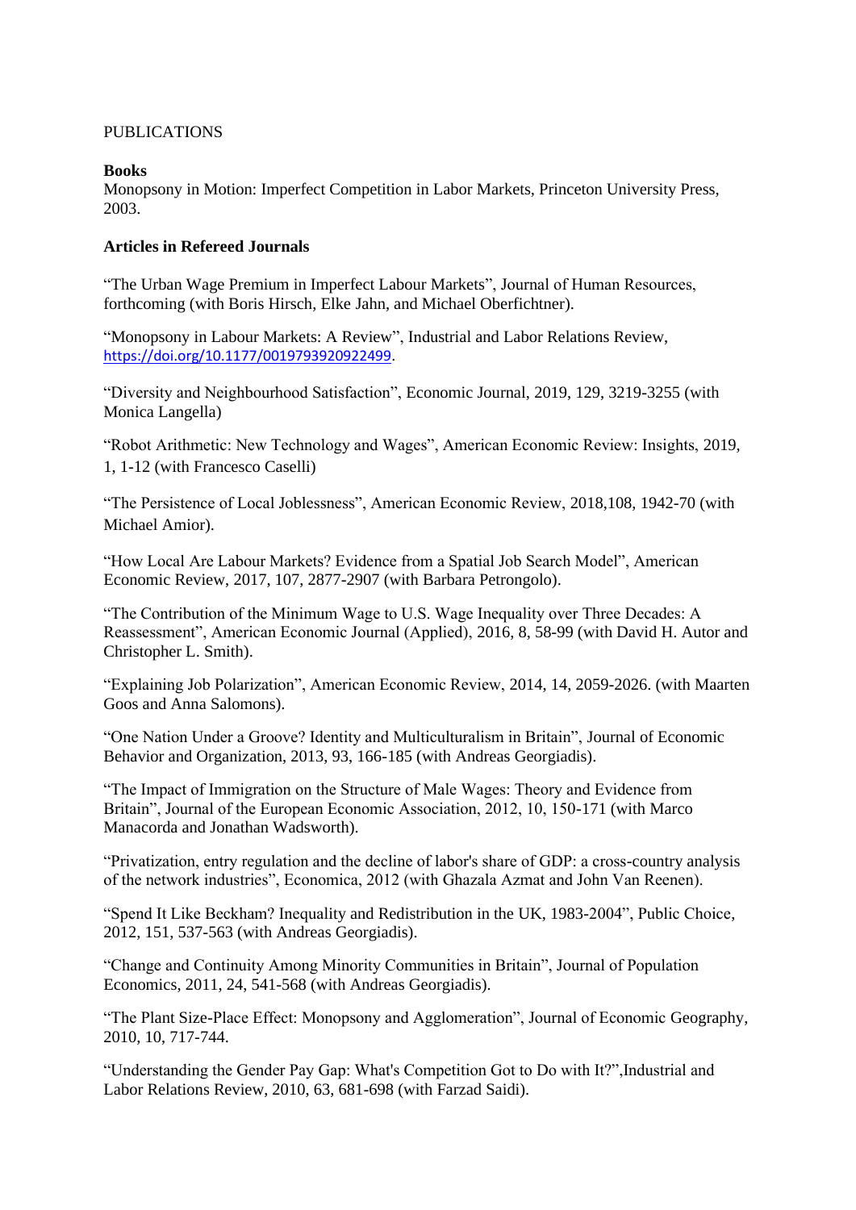PUBLICATIONS

**Books**

Monopsony in Motion: Imperfect Competition in Labor Markets, Princeton University Press, 2003.

**Articles in Refereed Journals**

"The Urban Wage Premium in Imperfect Labour Markets", Journal of Human Resources, forthcoming (with Boris Hirsch, Elke Jahn, and Michael Oberfichtner).

"Monopsony in Labour Markets: A Review", Industrial and Labor Relations Review, https://doi.org/10.1177/0019793920922499.

"Diversity and Neighbourhood Satisfaction", Economic Journal, 2019, 129, 3219-3255 (with Monica Langella)

"Robot Arithmetic: New Technology and Wages", American Economic Review: Insights, 2019, 1, 1-12 (with Francesco Caselli)

"The Persistence of Local Joblessness", American Economic Review, 2018,108, 1942-70 (with Michael Amior).

"How Local Are Labour Markets? Evidence from a Spatial Job Search Model", American Economic Review, 2017, 107, 2877-2907 (with Barbara Petrongolo).

"The Contribution of the Minimum Wage to U.S. Wage Inequality over Three Decades: A Reassessment", American Economic Journal (Applied), 2016, 8, 58-99 (with David H. Autor and Christopher L. Smith).

"Explaining Job Polarization", American Economic Review, 2014, 14, 2059-2026. (with Maarten Goos and Anna Salomons).

"One Nation Under a Groove? Identity and Multiculturalism in Britain", Journal of Economic Behavior and Organization, 2013, 93, 166-185 (with Andreas Georgiadis).

"The Impact of Immigration on the Structure of Male Wages: Theory and Evidence from Britain", Journal of the European Economic Association, 2012, 10, 150-171 (with Marco Manacorda and Jonathan Wadsworth).

"Privatization, entry regulation and the decline of labor's share of GDP: a cross-country analysis of the network industries", Economica, 2012 (with Ghazala Azmat and John Van Reenen).

"Spend It Like Beckham? Inequality and Redistribution in the UK, 1983-2004", Public Choice, 2012, 151, 537-563 (with Andreas Georgiadis).

"Change and Continuity Among Minority Communities in Britain", Journal of Population Economics, 2011, 24, 541-568 (with Andreas Georgiadis).

"The Plant Size-Place Effect: Monopsony and Agglomeration", Journal of Economic Geography, 2010, 10, 717-744.

"Understanding the Gender Pay Gap: What's Competition Got to Do with It?",Industrial and Labor Relations Review, 2010, 63, 681-698 (with Farzad Saidi).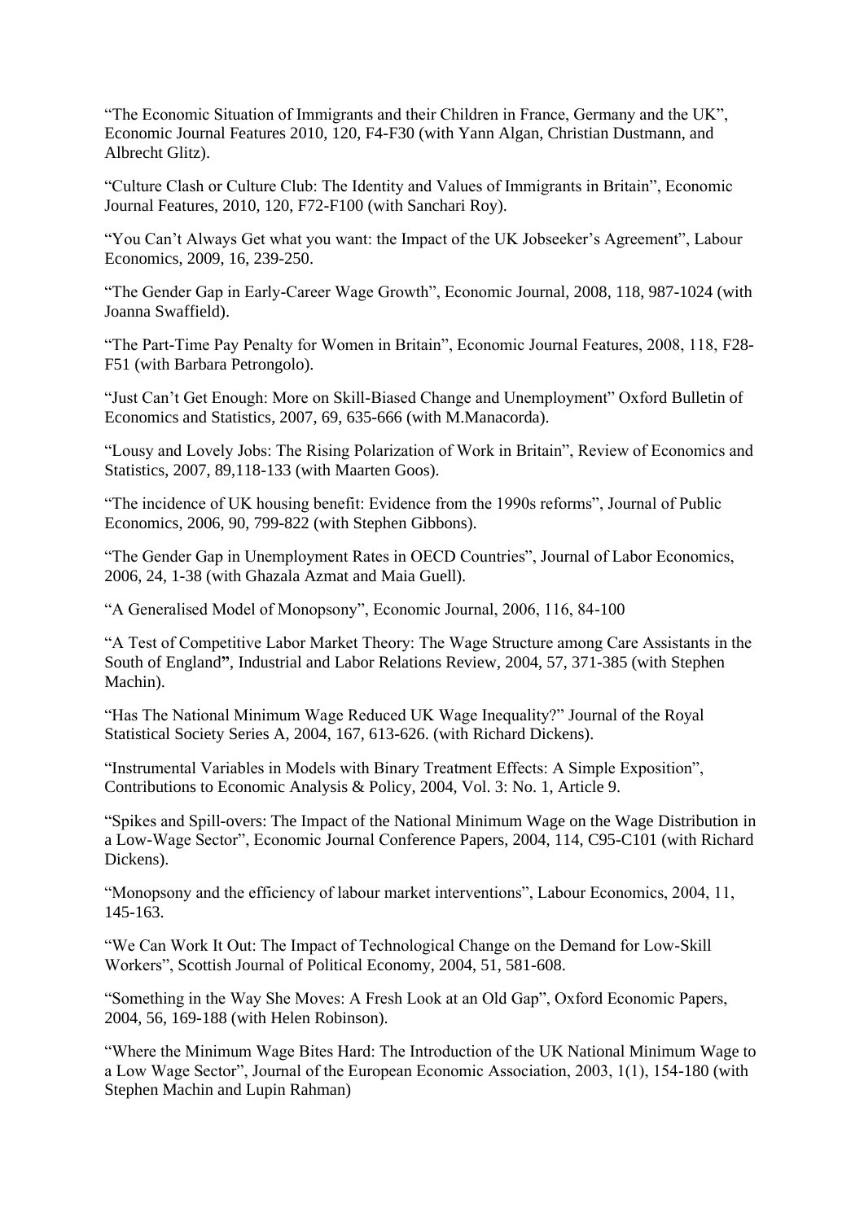"The Economic Situation of Immigrants and their Children in France, Germany and the UK", Economic Journal Features 2010, 120, F4-F30 (with Yann Algan, Christian Dustmann, and Albrecht Glitz).

"Culture Clash or Culture Club: The Identity and Values of Immigrants in Britain", Economic Journal Features, 2010, 120, F72-F100 (with Sanchari Roy).

"You Can't Always Get what you want: the Impact of the UK Jobseeker's Agreement", Labour Economics, 2009, 16, 239-250.

"The Gender Gap in Early-Career Wage Growth", Economic Journal, 2008, 118, 987-1024 (with Joanna Swaffield).

"The Part-Time Pay Penalty for Women in Britain", Economic Journal Features, 2008, 118, F28-F51 (with Barbara Petrongolo).

"Just Can't Get Enough: More on Skill-Biased Change and Unemployment" Oxford Bulletin of Economics and Statistics, 2007, 69, 635-666 (with M.Manacorda).

"Lousy and Lovely Jobs: The Rising Polarization of Work in Britain", Review of Economics and Statistics, 2007, 89,118-133 (with Maarten Goos).

"The incidence of UK housing benefit: Evidence from the 1990s reforms", Journal of Public Economics, 2006, 90, 799-822 (with Stephen Gibbons).

"The Gender Gap in Unemployment Rates in OECD Countries", Journal of Labor Economics, 2006, 24, 1-38 (with Ghazala Azmat and Maia Guell).

"A Generalised Model of Monopsony", Economic Journal, 2006, 116, 84-100

"A Test of Competitive Labor Market Theory: The Wage Structure among Care Assistants in the South of England**"**, Industrial and Labor Relations Review, 2004, 57, 371-385 (with Stephen Machin).

"Has The National Minimum Wage Reduced UK Wage Inequality?" Journal of the Royal Statistical Society Series A, 2004, 167, 613-626. (with Richard Dickens).

"Instrumental Variables in Models with Binary Treatment Effects: A Simple Exposition", Contributions to Economic Analysis & Policy, 2004, Vol. 3: No. 1, Article 9.

"Spikes and Spill-overs: The Impact of the National Minimum Wage on the Wage Distribution in a Low-Wage Sector", Economic Journal Conference Papers, 2004, 114, C95-C101 (with Richard Dickens).

"Monopsony and the efficiency of labour market interventions", Labour Economics, 2004, 11, 145-163.

"We Can Work It Out: The Impact of Technological Change on the Demand for Low-Skill Workers", Scottish Journal of Political Economy, 2004, 51, 581-608.

"Something in the Way She Moves: A Fresh Look at an Old Gap", Oxford Economic Papers, 2004, 56, 169-188 (with Helen Robinson).

"Where the Minimum Wage Bites Hard: The Introduction of the UK National Minimum Wage to a Low Wage Sector", Journal of the European Economic Association, 2003, 1(1), 154-180 (with Stephen Machin and Lupin Rahman)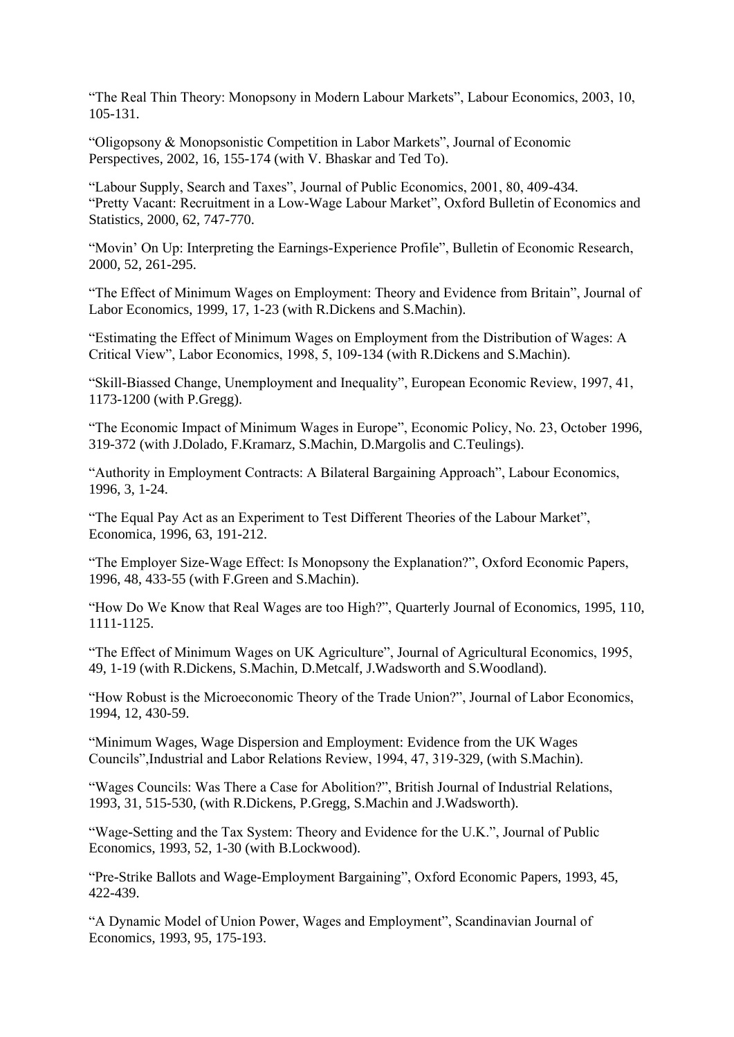“The Real Thin Theory: Monopsony in Modern Labour Markets”, Labour Economics, 2003, 10, 105-131.

“Oligopsony & Monopsonistic Competition in Labor Markets”, Journal of Economic Perspectives, 2002, 16, 155-174 (with V. Bhaskar and Ted To).

“Labour Supply, Search and Taxes”, Journal of Public Economics, 2001, 80, 409-434.
“Pretty Vacant: Recruitment in a Low-Wage Labour Market”, Oxford Bulletin of Economics and Statistics, 2000, 62, 747-770.

“Movin’ On Up: Interpreting the Earnings-Experience Profile”, Bulletin of Economic Research, 2000, 52, 261-295.

“The Effect of Minimum Wages on Employment: Theory and Evidence from Britain”, Journal of Labor Economics, 1999, 17, 1-23 (with R.Dickens and S.Machin).

“Estimating the Effect of Minimum Wages on Employment from the Distribution of Wages: A Critical View”, Labor Economics, 1998, 5, 109-134 (with R.Dickens and S.Machin).

“Skill-Biassed Change, Unemployment and Inequality”, European Economic Review, 1997, 41, 1173-1200 (with P.Gregg).

“The Economic Impact of Minimum Wages in Europe”, Economic Policy, No. 23, October 1996, 319-372 (with J.Dolado, F.Kramarz, S.Machin, D.Margolis and C.Teulings).

“Authority in Employment Contracts: A Bilateral Bargaining Approach”, Labour Economics, 1996, 3, 1-24.

“The Equal Pay Act as an Experiment to Test Different Theories of the Labour Market”, Economica, 1996, 63, 191-212.

“The Employer Size-Wage Effect: Is Monopsony the Explanation?”, Oxford Economic Papers, 1996, 48, 433-55 (with F.Green and S.Machin).

“How Do We Know that Real Wages are too High?”, Quarterly Journal of Economics, 1995, 110, 1111-1125.

“The Effect of Minimum Wages on UK Agriculture”, Journal of Agricultural Economics, 1995, 49, 1-19 (with R.Dickens, S.Machin, D.Metcalf, J.Wadsworth and S.Woodland).

“How Robust is the Microeconomic Theory of the Trade Union?”, Journal of Labor Economics, 1994, 12, 430-59.

“Minimum Wages, Wage Dispersion and Employment: Evidence from the UK Wages Councils”,Industrial and Labor Relations Review, 1994, 47, 319-329, (with S.Machin).

“Wages Councils: Was There a Case for Abolition?”, British Journal of Industrial Relations, 1993, 31, 515-530, (with R.Dickens, P.Gregg, S.Machin and J.Wadsworth).

“Wage-Setting and the Tax System: Theory and Evidence for the U.K.”, Journal of Public Economics, 1993, 52, 1-30 (with B.Lockwood).

“Pre-Strike Ballots and Wage-Employment Bargaining”, Oxford Economic Papers, 1993, 45, 422-439.

“A Dynamic Model of Union Power, Wages and Employment”, Scandinavian Journal of Economics, 1993, 95, 175-193.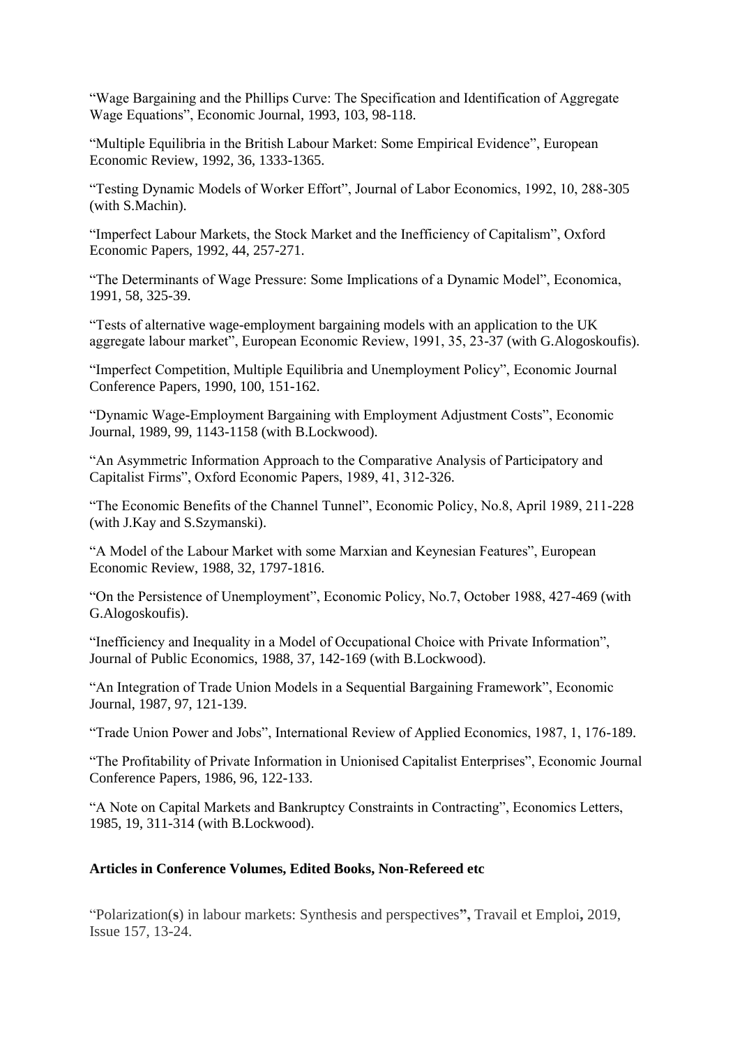“Wage Bargaining and the Phillips Curve: The Specification and Identification of Aggregate Wage Equations”, Economic Journal, 1993, 103, 98-118.

“Multiple Equilibria in the British Labour Market: Some Empirical Evidence”, European Economic Review, 1992, 36, 1333-1365.

“Testing Dynamic Models of Worker Effort”, Journal of Labor Economics, 1992, 10, 288-305 (with S.Machin).

“Imperfect Labour Markets, the Stock Market and the Inefficiency of Capitalism”, Oxford Economic Papers, 1992, 44, 257-271.

“The Determinants of Wage Pressure: Some Implications of a Dynamic Model”, Economica, 1991, 58, 325-39.

“Tests of alternative wage-employment bargaining models with an application to the UK aggregate labour market”, European Economic Review, 1991, 35, 23-37 (with G.Alogoskoufis).

“Imperfect Competition, Multiple Equilibria and Unemployment Policy”, Economic Journal Conference Papers, 1990, 100, 151-162.

“Dynamic Wage-Employment Bargaining with Employment Adjustment Costs”, Economic Journal, 1989, 99, 1143-1158 (with B.Lockwood).

“An Asymmetric Information Approach to the Comparative Analysis of Participatory and Capitalist Firms”, Oxford Economic Papers, 1989, 41, 312-326.

“The Economic Benefits of the Channel Tunnel”, Economic Policy, No.8, April 1989, 211-228 (with J.Kay and S.Szymanski).

“A Model of the Labour Market with some Marxian and Keynesian Features”, European Economic Review, 1988, 32, 1797-1816.

“On the Persistence of Unemployment”, Economic Policy, No.7, October 1988, 427-469 (with G.Alogoskoufis).

“Inefficiency and Inequality in a Model of Occupational Choice with Private Information”, Journal of Public Economics, 1988, 37, 142-169 (with B.Lockwood).

“An Integration of Trade Union Models in a Sequential Bargaining Framework”, Economic Journal, 1987, 97, 121-139.

“Trade Union Power and Jobs”, International Review of Applied Economics, 1987, 1, 176-189.

“The Profitability of Private Information in Unionised Capitalist Enterprises”, Economic Journal Conference Papers, 1986, 96, 122-133.

“A Note on Capital Markets and Bankruptcy Constraints in Contracting”, Economics Letters, 1985, 19, 311-314 (with B.Lockwood).

**Articles in Conference Volumes, Edited Books, Non-Refereed etc**

“Polarization(**s**) in labour markets: Synthesis and perspectives**”,** Travail et Emploi**,** 2019, Issue 157, 13-24.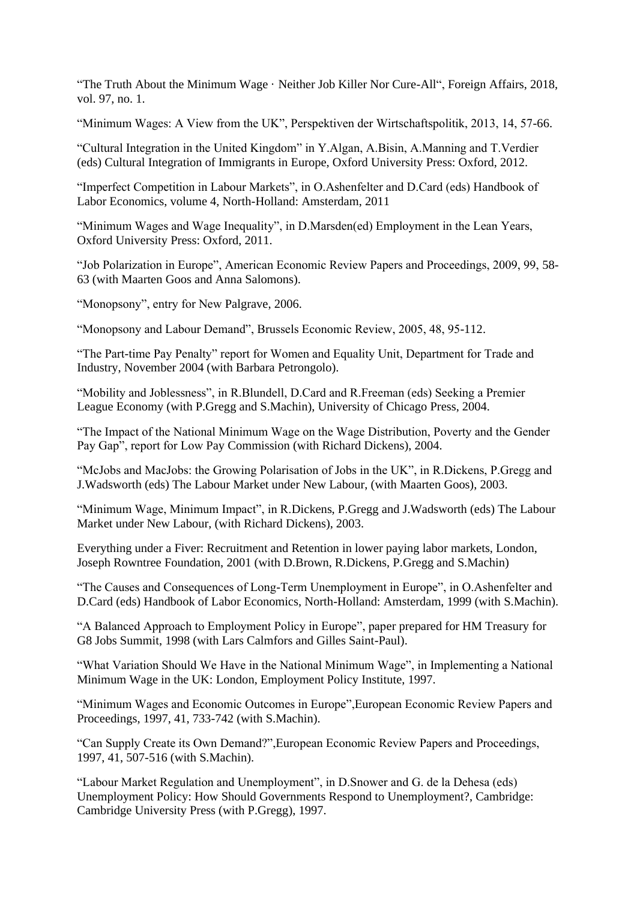“The Truth About the Minimum Wage · Neither Job Killer Nor Cure-All“, Foreign Affairs, 2018, vol. 97, no. 1.

“Minimum Wages: A View from the UK”, Perspektiven der Wirtschaftspolitik, 2013, 14, 57-66.

“Cultural Integration in the United Kingdom” in Y.Algan, A.Bisin, A.Manning and T.Verdier (eds) Cultural Integration of Immigrants in Europe, Oxford University Press: Oxford, 2012.

“Imperfect Competition in Labour Markets”, in O.Ashenfelter and D.Card (eds) Handbook of Labor Economics, volume 4, North-Holland: Amsterdam, 2011

“Minimum Wages and Wage Inequality”, in D.Marsden(ed) Employment in the Lean Years, Oxford University Press: Oxford, 2011.

“Job Polarization in Europe”, American Economic Review Papers and Proceedings, 2009, 99, 58-63 (with Maarten Goos and Anna Salomons).

“Monopsony”, entry for New Palgrave, 2006.

“Monopsony and Labour Demand”, Brussels Economic Review, 2005, 48, 95-112.

“The Part-time Pay Penalty” report for Women and Equality Unit, Department for Trade and Industry, November 2004 (with Barbara Petrongolo).

“Mobility and Joblessness”, in R.Blundell, D.Card and R.Freeman (eds) Seeking a Premier League Economy (with P.Gregg and S.Machin), University of Chicago Press, 2004.

“The Impact of the National Minimum Wage on the Wage Distribution, Poverty and the Gender Pay Gap”, report for Low Pay Commission (with Richard Dickens), 2004.

“McJobs and MacJobs: the Growing Polarisation of Jobs in the UK”, in R.Dickens, P.Gregg and J.Wadsworth (eds) The Labour Market under New Labour, (with Maarten Goos), 2003.

“Minimum Wage, Minimum Impact”, in R.Dickens, P.Gregg and J.Wadsworth (eds) The Labour Market under New Labour, (with Richard Dickens), 2003.

Everything under a Fiver: Recruitment and Retention in lower paying labor markets, London, Joseph Rowntree Foundation, 2001 (with D.Brown, R.Dickens, P.Gregg and S.Machin)

“The Causes and Consequences of Long-Term Unemployment in Europe”, in O.Ashenfelter and D.Card (eds) Handbook of Labor Economics, North-Holland: Amsterdam, 1999 (with S.Machin).

“A Balanced Approach to Employment Policy in Europe”, paper prepared for HM Treasury for G8 Jobs Summit, 1998 (with Lars Calmfors and Gilles Saint-Paul).

“What Variation Should We Have in the National Minimum Wage”, in Implementing a National Minimum Wage in the UK: London, Employment Policy Institute, 1997.

“Minimum Wages and Economic Outcomes in Europe”,European Economic Review Papers and Proceedings, 1997, 41, 733-742 (with S.Machin).

“Can Supply Create its Own Demand?”,European Economic Review Papers and Proceedings, 1997, 41, 507-516 (with S.Machin).

“Labour Market Regulation and Unemployment”, in D.Snower and G. de la Dehesa (eds) Unemployment Policy: How Should Governments Respond to Unemployment?, Cambridge: Cambridge University Press (with P.Gregg), 1997.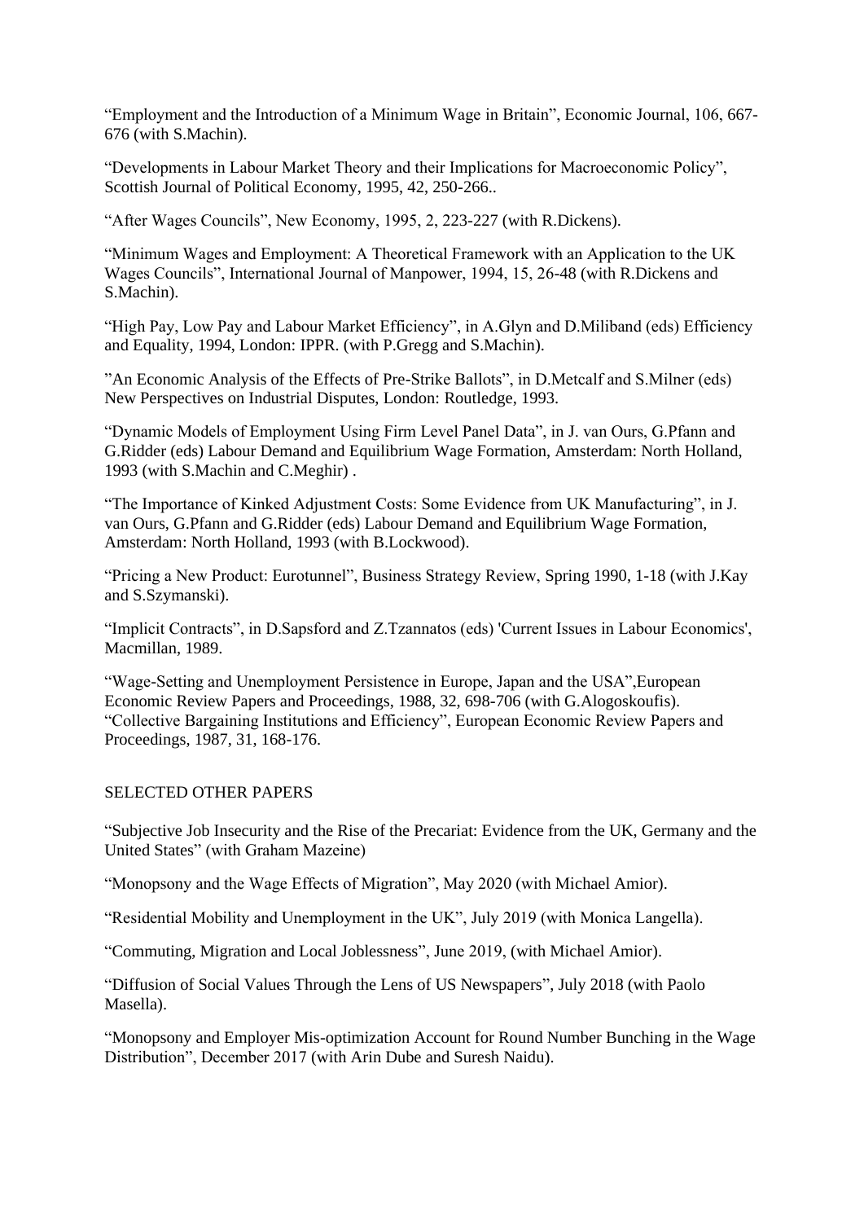"Employment and the Introduction of a Minimum Wage in Britain", Economic Journal, 106, 667-676 (with S.Machin).

"Developments in Labour Market Theory and their Implications for Macroeconomic Policy", Scottish Journal of Political Economy, 1995, 42, 250-266..

"After Wages Councils", New Economy, 1995, 2, 223-227 (with R.Dickens).

"Minimum Wages and Employment: A Theoretical Framework with an Application to the UK Wages Councils", International Journal of Manpower, 1994, 15, 26-48 (with R.Dickens and S.Machin).

"High Pay, Low Pay and Labour Market Efficiency", in A.Glyn and D.Miliband (eds) Efficiency and Equality, 1994, London: IPPR. (with P.Gregg and S.Machin).

"An Economic Analysis of the Effects of Pre-Strike Ballots", in D.Metcalf and S.Milner (eds) New Perspectives on Industrial Disputes, London: Routledge, 1993.

"Dynamic Models of Employment Using Firm Level Panel Data", in J. van Ours, G.Pfann and G.Ridder (eds) Labour Demand and Equilibrium Wage Formation, Amsterdam: North Holland, 1993 (with S.Machin and C.Meghir) .

"The Importance of Kinked Adjustment Costs: Some Evidence from UK Manufacturing", in J. van Ours, G.Pfann and G.Ridder (eds) Labour Demand and Equilibrium Wage Formation, Amsterdam: North Holland, 1993 (with B.Lockwood).

"Pricing a New Product: Eurotunnel", Business Strategy Review, Spring 1990, 1-18 (with J.Kay and S.Szymanski).

"Implicit Contracts", in D.Sapsford and Z.Tzannatos (eds) 'Current Issues in Labour Economics', Macmillan, 1989.

"Wage-Setting and Unemployment Persistence in Europe, Japan and the USA",European Economic Review Papers and Proceedings, 1988, 32, 698-706 (with G.Alogoskoufis).
"Collective Bargaining Institutions and Efficiency", European Economic Review Papers and Proceedings, 1987, 31, 168-176.

SELECTED OTHER PAPERS

"Subjective Job Insecurity and the Rise of the Precariat: Evidence from the UK, Germany and the United States" (with Graham Mazeine)

"Monopsony and the Wage Effects of Migration", May 2020 (with Michael Amior).

"Residential Mobility and Unemployment in the UK", July 2019 (with Monica Langella).

"Commuting, Migration and Local Joblessness", June 2019, (with Michael Amior).

"Diffusion of Social Values Through the Lens of US Newspapers", July 2018 (with Paolo Masella).

"Monopsony and Employer Mis-optimization Account for Round Number Bunching in the Wage Distribution", December 2017 (with Arin Dube and Suresh Naidu).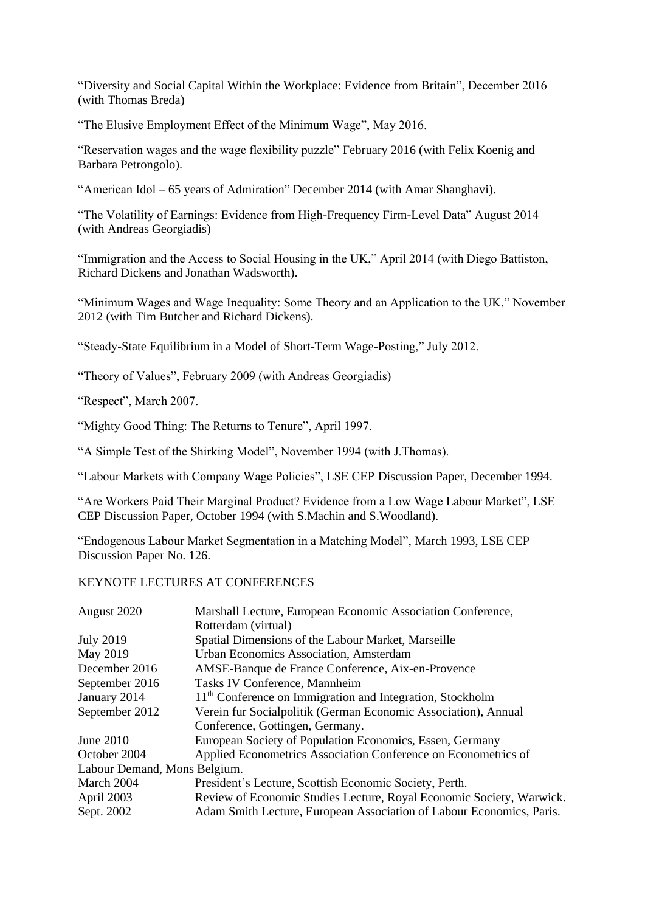"Diversity and Social Capital Within the Workplace: Evidence from Britain", December 2016 (with Thomas Breda)

"The Elusive Employment Effect of the Minimum Wage", May 2016.

"Reservation wages and the wage flexibility puzzle" February 2016 (with Felix Koenig and Barbara Petrongolo).

"American Idol – 65 years of Admiration" December 2014 (with Amar Shanghavi).

"The Volatility of Earnings: Evidence from High-Frequency Firm-Level Data" August 2014 (with Andreas Georgiadis)

"Immigration and the Access to Social Housing in the UK," April 2014 (with Diego Battiston, Richard Dickens and Jonathan Wadsworth).

"Minimum Wages and Wage Inequality: Some Theory and an Application to the UK," November 2012 (with Tim Butcher and Richard Dickens).

"Steady-State Equilibrium in a Model of Short-Term Wage-Posting," July 2012.

"Theory of Values", February 2009 (with Andreas Georgiadis)

"Respect", March 2007.

"Mighty Good Thing: The Returns to Tenure", April 1997.

"A Simple Test of the Shirking Model", November 1994 (with J.Thomas).

"Labour Markets with Company Wage Policies", LSE CEP Discussion Paper, December 1994.

"Are Workers Paid Their Marginal Product? Evidence from a Low Wage Labour Market", LSE CEP Discussion Paper, October 1994 (with S.Machin and S.Woodland).

"Endogenous Labour Market Segmentation in a Matching Model", March 1993, LSE CEP Discussion Paper No. 126.

KEYNOTE LECTURES AT CONFERENCES

| | |
|---|---|
| August 2020 | Marshall Lecture, European Economic Association Conference, Rotterdam (virtual) |
| July 2019 | Spatial Dimensions of the Labour Market, Marseille |
| May 2019 | Urban Economics Association, Amsterdam |
| December 2016 | AMSE-Banque de France Conference, Aix-en-Provence |
| September 2016 | Tasks IV Conference, Mannheim |
| January 2014 | 11th Conference on Immigration and Integration, Stockholm |
| September 2012 | Verein fur Socialpolitik (German Economic Association), Annual Conference, Gottingen, Germany. |
| June 2010 | European Society of Population Economics, Essen, Germany |
| October 2004 | Applied Econometrics Association Conference on Econometrics of Labour Demand, Mons Belgium. |
| March 2004 | President's Lecture, Scottish Economic Society, Perth. |
| April 2003 | Review of Economic Studies Lecture, Royal Economic Society, Warwick. |
| Sept. 2002 | Adam Smith Lecture, European Association of Labour Economics, Paris. |